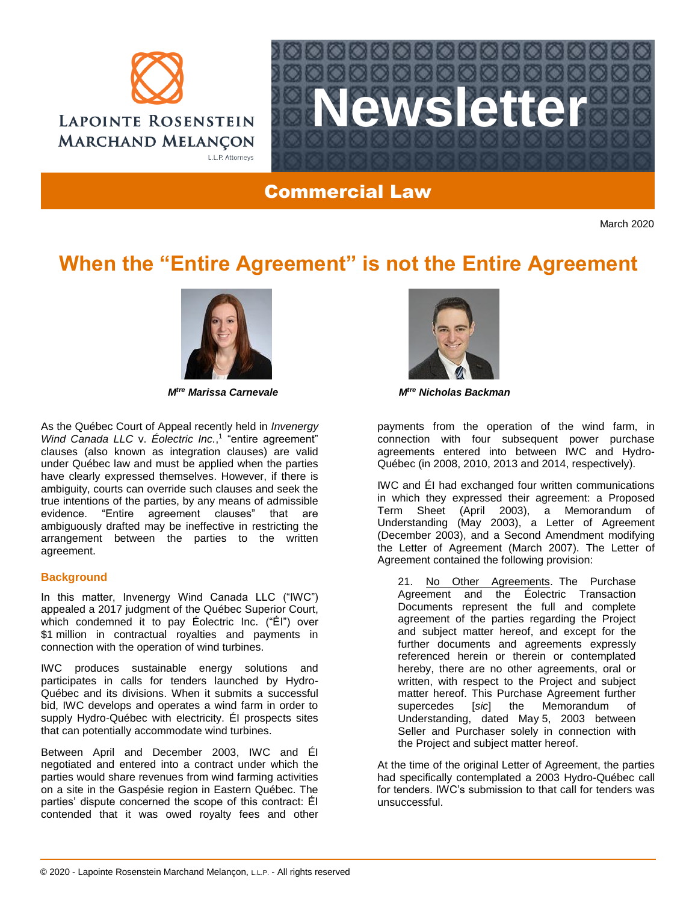# Newsletter

## Commercial Law

March 2020

# When the "Entire Agreement" is not the Entire Agreement

***M^tre Marissa Carnevale*** ***M^tre Nicholas Backman***

As the Québec Court of Appeal recently held in *Invenergy Wind Canada LLC* v. *Éolectric Inc.*,[1] "entire agreement" clauses (also known as integration clauses) are valid under Québec law and must be applied when the parties have clearly expressed themselves. However, if there is ambiguity, courts can override such clauses and seek the true intentions of the parties, by any means of admissible evidence. "Entire agreement clauses" that are ambiguously drafted may be ineffective in restricting the arrangement between the parties to the written agreement.

### Background

In this matter, Invenergy Wind Canada LLC ("IWC") appealed a 2017 judgment of the Québec Superior Court, which condemned it to pay Éolectric Inc. ("ÉI") over $1 million in contractual royalties and payments in connection with the operation of wind turbines.

IWC produces sustainable energy solutions and participates in calls for tenders launched by Hydro-Québec and its divisions. When it submits a successful bid, IWC develops and operates a wind farm in order to supply Hydro-Québec with electricity. ÉI prospects sites that can potentially accommodate wind turbines.

Between April and December 2003, IWC and ÉI negotiated and entered into a contract under which the parties would share revenues from wind farming activities on a site in the Gaspésie region in Eastern Québec. The parties' dispute concerned the scope of this contract: ÉI contended that it was owed royalty fees and other payments from the operation of the wind farm, in connection with four subsequent power purchase agreements entered into between IWC and Hydro-Québec (in 2008, 2010, 2013 and 2014, respectively).

IWC and ÉI had exchanged four written communications in which they expressed their agreement: a Proposed Term Sheet (April 2003), a Memorandum of Understanding (May 2003), a Letter of Agreement (December 2003), and a Second Amendment modifying the Letter of Agreement (March 2007). The Letter of Agreement contained the following provision:

> 21. No Other Agreements. The Purchase Agreement and the Éolectric Transaction Documents represent the full and complete agreement of the parties regarding the Project and subject matter hereof, and except for the further documents and agreements expressly referenced herein or therein or contemplated hereby, there are no other agreements, oral or written, with respect to the Project and subject matter hereof. This Purchase Agreement further supercedes [*sic*] the Memorandum of Understanding, dated May 5, 2003 between Seller and Purchaser solely in connection with the Project and subject matter hereof.

At the time of the original Letter of Agreement, the parties had specifically contemplated a 2003 Hydro-Québec call for tenders. IWC's submission to that call for tenders was unsuccessful.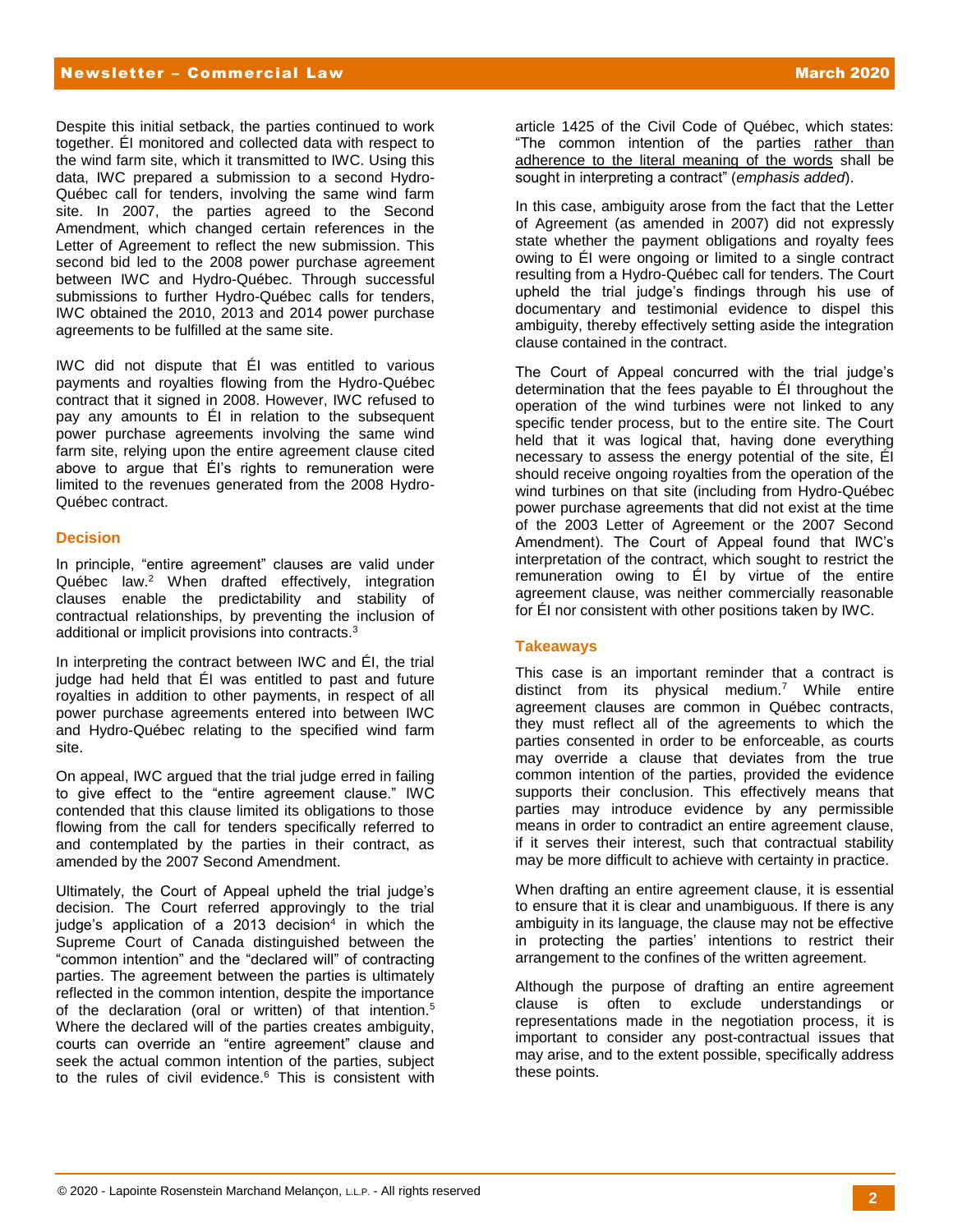Despite this initial setback, the parties continued to work together. ÉI monitored and collected data with respect to the wind farm site, which it transmitted to IWC. Using this data, IWC prepared a submission to a second Hydro-Québec call for tenders, involving the same wind farm site. In 2007, the parties agreed to the Second Amendment, which changed certain references in the Letter of Agreement to reflect the new submission. This second bid led to the 2008 power purchase agreement between IWC and Hydro-Québec. Through successful submissions to further Hydro-Québec calls for tenders, IWC obtained the 2010, 2013 and 2014 power purchase agreements to be fulfilled at the same site.

IWC did not dispute that ÉI was entitled to various payments and royalties flowing from the Hydro-Québec contract that it signed in 2008. However, IWC refused to pay any amounts to ÉI in relation to the subsequent power purchase agreements involving the same wind farm site, relying upon the entire agreement clause cited above to argue that ÉI's rights to remuneration were limited to the revenues generated from the 2008 Hydro-Québec contract.

## Decision

In principle, "entire agreement" clauses are valid under Québec law.[2] When drafted effectively, integration clauses enable the predictability and stability of contractual relationships, by preventing the inclusion of additional or implicit provisions into contracts.[3]

In interpreting the contract between IWC and ÉI, the trial judge had held that ÉI was entitled to past and future royalties in addition to other payments, in respect of all power purchase agreements entered into between IWC and Hydro-Québec relating to the specified wind farm site.

On appeal, IWC argued that the trial judge erred in failing to give effect to the "entire agreement clause." IWC contended that this clause limited its obligations to those flowing from the call for tenders specifically referred to and contemplated by the parties in their contract, as amended by the 2007 Second Amendment.

Ultimately, the Court of Appeal upheld the trial judge's decision. The Court referred approvingly to the trial judge's application of a 2013 decision[4] in which the Supreme Court of Canada distinguished between the "common intention" and the "declared will" of contracting parties. The agreement between the parties is ultimately reflected in the common intention, despite the importance of the declaration (oral or written) of that intention.[5] Where the declared will of the parties creates ambiguity, courts can override an "entire agreement" clause and seek the actual common intention of the parties, subject to the rules of civil evidence.[6] This is consistent with article 1425 of the Civil Code of Québec, which states: "The common intention of the parties <u>rather than adherence to the literal meaning of the words</u> shall be sought in interpreting a contract" (*emphasis added*).

In this case, ambiguity arose from the fact that the Letter of Agreement (as amended in 2007) did not expressly state whether the payment obligations and royalty fees owing to ÉI were ongoing or limited to a single contract resulting from a Hydro-Québec call for tenders. The Court upheld the trial judge's findings through his use of documentary and testimonial evidence to dispel this ambiguity, thereby effectively setting aside the integration clause contained in the contract.

The Court of Appeal concurred with the trial judge's determination that the fees payable to ÉI throughout the operation of the wind turbines were not linked to any specific tender process, but to the entire site. The Court held that it was logical that, having done everything necessary to assess the energy potential of the site, ÉI should receive ongoing royalties from the operation of the wind turbines on that site (including from Hydro-Québec power purchase agreements that did not exist at the time of the 2003 Letter of Agreement or the 2007 Second Amendment). The Court of Appeal found that IWC's interpretation of the contract, which sought to restrict the remuneration owing to ÉI by virtue of the entire agreement clause, was neither commercially reasonable for ÉI nor consistent with other positions taken by IWC.

## Takeaways

This case is an important reminder that a contract is distinct from its physical medium.[7] While entire agreement clauses are common in Québec contracts, they must reflect all of the agreements to which the parties consented in order to be enforceable, as courts may override a clause that deviates from the true common intention of the parties, provided the evidence supports their conclusion. This effectively means that parties may introduce evidence by any permissible means in order to contradict an entire agreement clause, if it serves their interest, such that contractual stability may be more difficult to achieve with certainty in practice.

When drafting an entire agreement clause, it is essential to ensure that it is clear and unambiguous. If there is any ambiguity in its language, the clause may not be effective in protecting the parties' intentions to restrict their arrangement to the confines of the written agreement.

Although the purpose of drafting an entire agreement clause is often to exclude understandings or representations made in the negotiation process, it is important to consider any post-contractual issues that may arise, and to the extent possible, specifically address these points.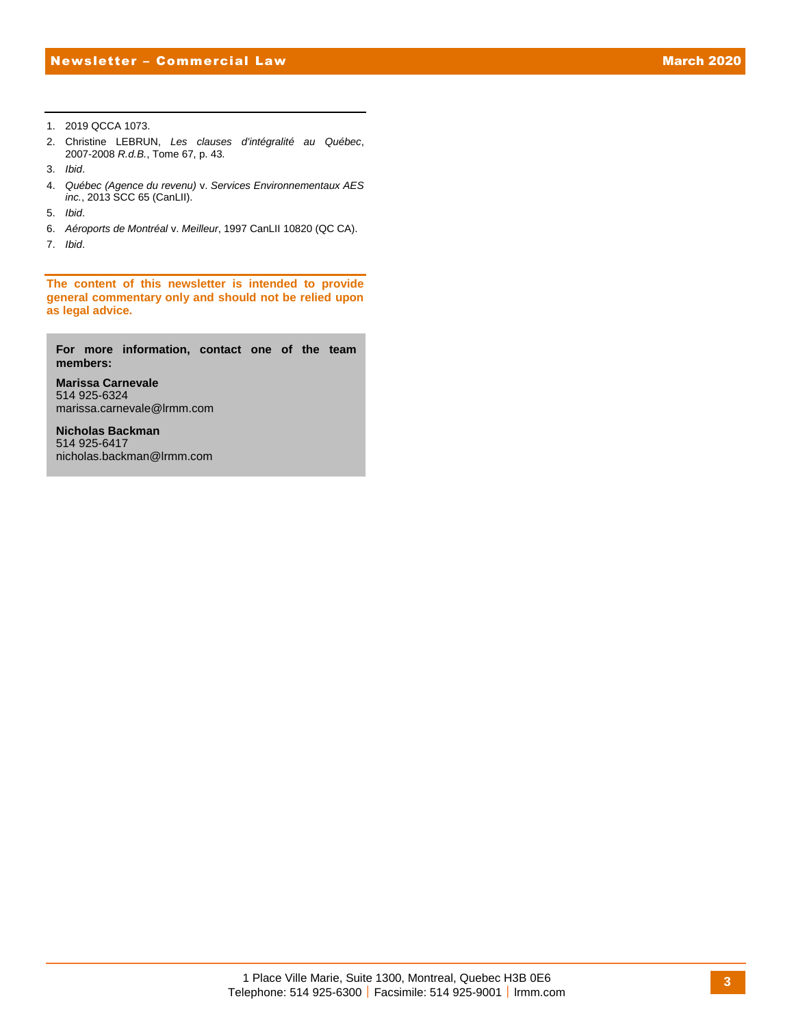1. 2019 QCCA 1073.
2. Christine LEBRUN, *Les clauses d'intégralité au Québec*, 2007-2008 *R.d.B.*, Tome 67, p. 43.
3. *Ibid*.
4. *Québec (Agence du revenu)* v. *Services Environnementaux AES inc.*, 2013 SCC 65 (CanLII).
5. *Ibid*.
6. *Aéroports de Montréal* v. *Meilleur*, 1997 CanLII 10820 (QC CA).
7. *Ibid*.

**The content of this newsletter is intended to provide general commentary only and should not be relied upon as legal advice.**

**For more information, contact one of the team members:**

**Marissa Carnevale**
514 925-6324
marissa.carnevale@lrmm.com

**Nicholas Backman**
514 925-6417
nicholas.backman@lrmm.com

1 Place Ville Marie, Suite 1300, Montreal, Quebec H3B 0E6
Telephone: 514 925-6300 | Facsimile: 514 925-9001 | lrmm.com